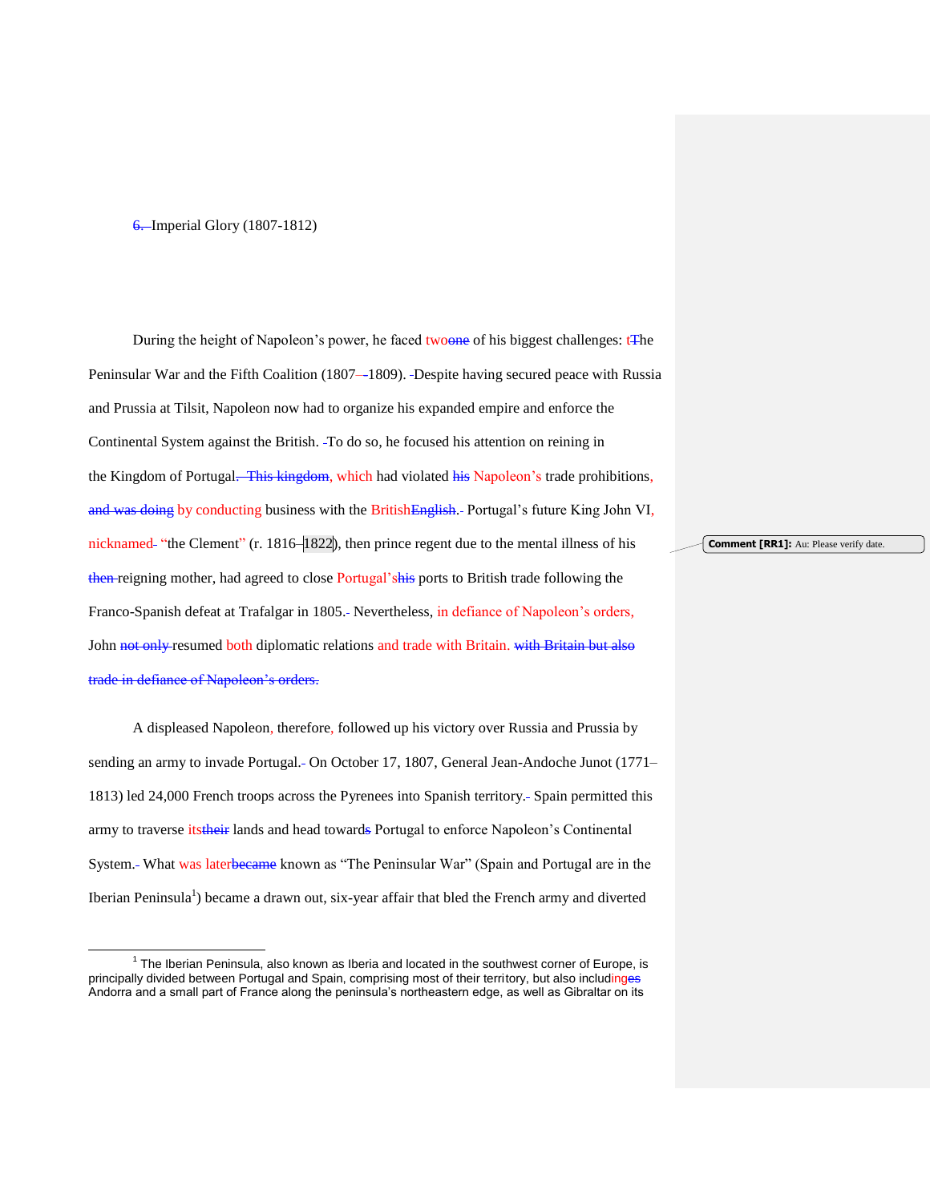# Imperial Glory (1807-1812)

During the height of Napoleon's power, he faced two of his biggest challenges: the Peninsular War and the Fifth Coalition (1807–1809). Despite having secured peace with Russia and Prussia at Tilsit, Napoleon now had to organize his expanded empire and enforce the Continental System against the British. To do so, he focused his attention on reining in the Kingdom of Portugal, which had violated Napoleon's trade prohibitions, by conducting business with the British. Portugal's future King John VI, nicknamed "the Clement" (r. 1816–1822), then prince regent due to the mental illness of his reigning mother, had agreed to close Portugal's ports to British trade following the Franco-Spanish defeat at Trafalgar in 1805. Nevertheless, in defiance of Napoleon's orders, John resumed both diplomatic relations and trade with Britain.

A displeased Napoleon, therefore, followed up his victory over Russia and Prussia by sending an army to invade Portugal. On October 17, 1807, General Jean-Andoche Junot (1771–1813) led 24,000 French troops across the Pyrenees into Spanish territory. Spain permitted this army to traverse its lands and head toward Portugal to enforce Napoleon's Continental System. What was later known as "The Peninsular War" (Spain and Portugal are in the Iberian Peninsula[1]) became a drawn out, six-year affair that bled the French army and diverted

Comment [RR1]: Au: Please verify date.

---

[1] The Iberian Peninsula, also known as Iberia and located in the southwest corner of Europe, is principally divided between Portugal and Spain, comprising most of their territory, but also including Andorra and a small part of France along the peninsula's northeastern edge, as well as Gibraltar on its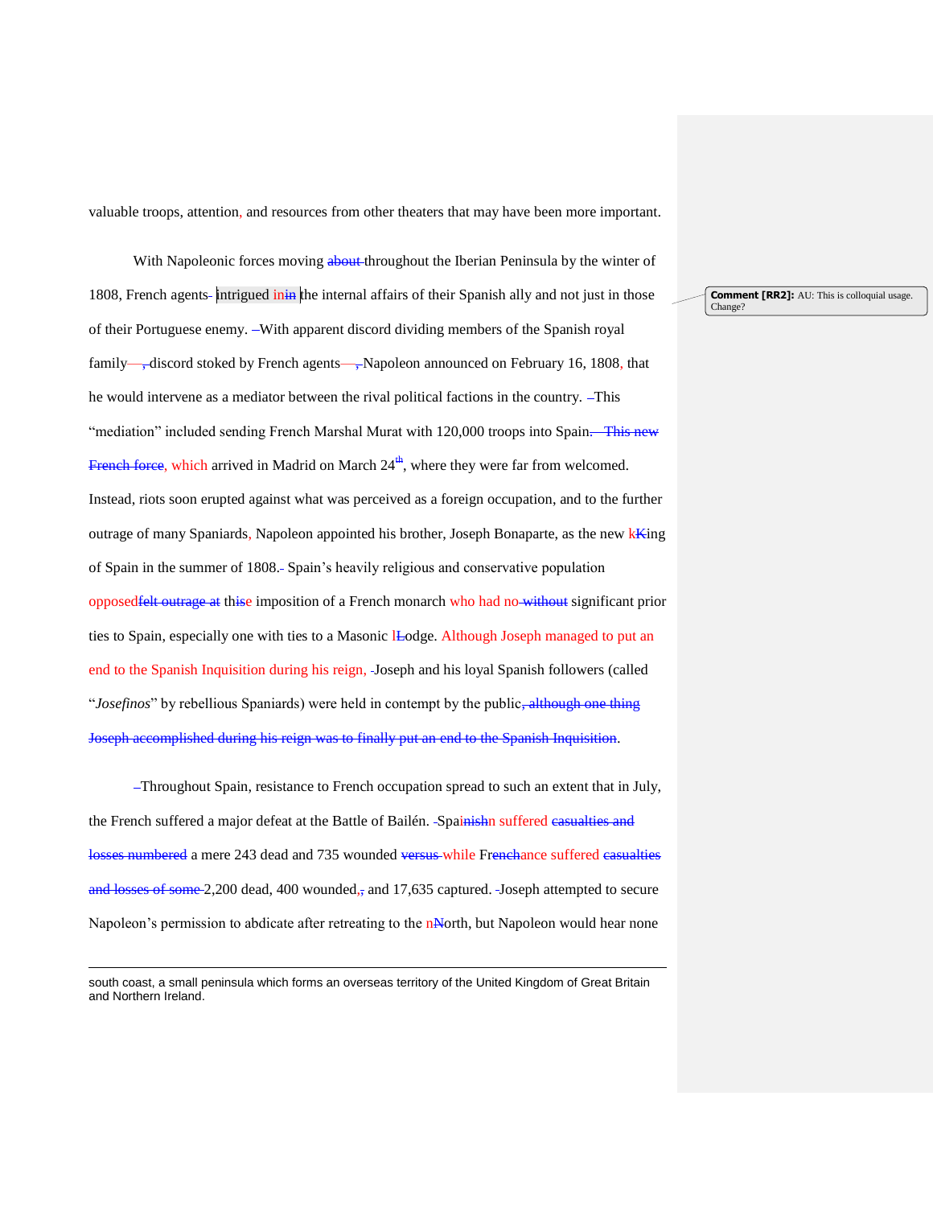valuable troops, attention, and resources from other theaters that may have been more important.

With Napoleonic forces moving ~~about~~ throughout the Iberian Peninsula by the winter of 1808, French agents intrigued in ~~in~~ the internal affairs of their Spanish ally and not just in those of their Portuguese enemy. With apparent discord dividing members of the Spanish royal family—~~,~~ discord stoked by French agents—~~,~~ Napoleon announced on February 16, 1808, that he would intervene as a mediator between the rival political factions in the country. This "mediation" included sending French Marshal Murat with 120,000 troops into Spain~~. This new French force~~, which arrived in Madrid on March 24~~th~~, where they were far from welcomed. Instead, riots soon erupted against what was perceived as a foreign occupation, and to the further outrage of many Spaniards, Napoleon appointed his brother, Joseph Bonaparte, as the new k~~K~~ing of Spain in the summer of 1808. Spain's heavily religious and conservative population opposed~~felt outrage at~~ thi~~s~~e imposition of a French monarch who had no ~~without~~ significant prior ties to Spain, especially one with ties to a Masonic l~~L~~odge. Although Joseph managed to put an end to the Spanish Inquisition during his reign, Joseph and his loyal Spanish followers (called "*Josefinos*" by rebellious Spaniards) were held in contempt by the public~~, although one thing Joseph accomplished during his reign was to finally put an end to the Spanish Inquisition~~.

> **Comment [RR2]:** AU: This is colloquial usage. Change?

Throughout Spain, resistance to French occupation spread to such an extent that in July, the French suffered a major defeat at the Battle of Bailén. Spai~~nish~~n suffered ~~casualties and losses numbered~~ a mere 243 dead and 735 wounded ~~versus~~ while Fr~~ench~~ance suffered ~~casualties and losses of some~~ 2,200 dead, 400 wounded,~~,~~ and 17,635 captured. Joseph attempted to secure Napoleon's permission to abdicate after retreating to the n~~N~~orth, but Napoleon would hear none

---

south coast, a small peninsula which forms an overseas territory of the United Kingdom of Great Britain and Northern Ireland.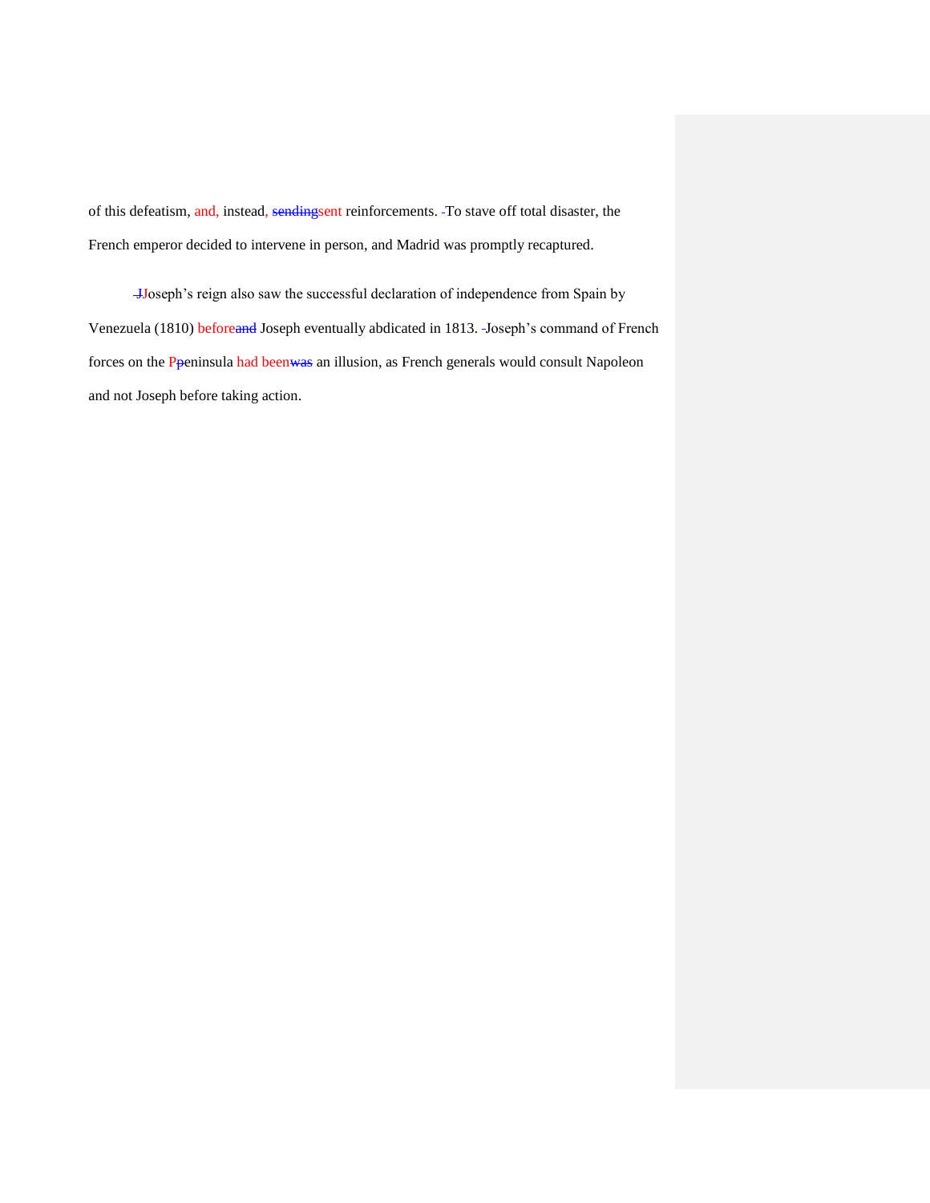of this defeatism, and, instead, ~~sending~~sent reinforcements. ~~ ~~To stave off total disaster, the French emperor decided to intervene in person, and Madrid was promptly recaptured.

~~ J~~Joseph's reign also saw the successful declaration of independence from Spain by Venezuela (1810) before~~and~~ Joseph eventually abdicated in 1813. ~~ ~~Joseph's command of French forces on the P~~p~~eninsula had been~~was~~ an illusion, as French generals would consult Napoleon and not Joseph before taking action.